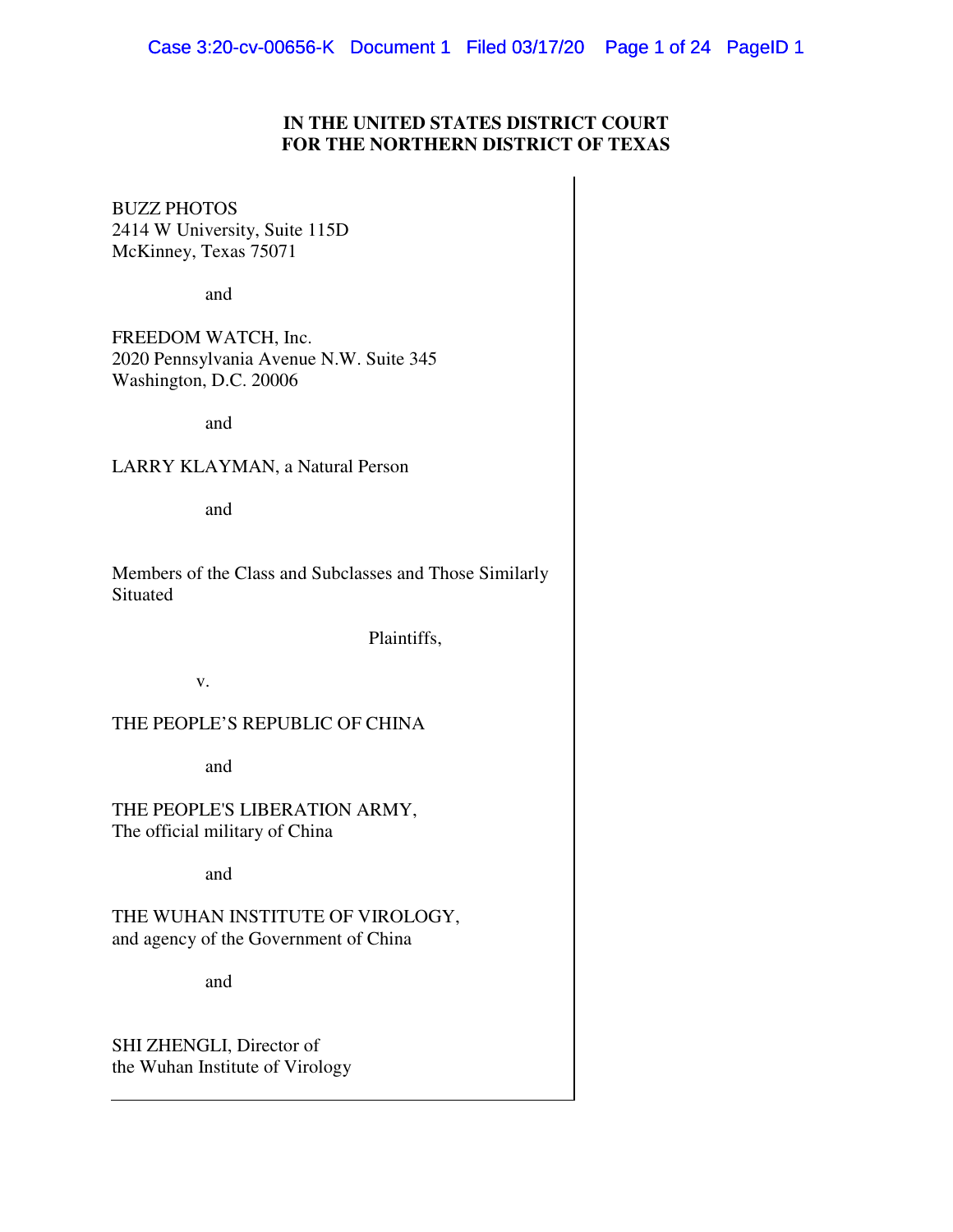**IN THE UNITED STATES DISTRICT COURT**
**FOR THE NORTHERN DISTRICT OF TEXAS**

BUZZ PHOTOS
2414 W University, Suite 115D
McKinney, Texas 75071

and

FREEDOM WATCH, Inc.
2020 Pennsylvania Avenue N.W. Suite 345
Washington, D.C. 20006

and

LARRY KLAYMAN, a Natural Person

and

Members of the Class and Subclasses and Those Similarly Situated

Plaintiffs,

v.

THE PEOPLE'S REPUBLIC OF CHINA

and

THE PEOPLE'S LIBERATION ARMY,
The official military of China

and

THE WUHAN INSTITUTE OF VIROLOGY,
and agency of the Government of China

and

SHI ZHENGLI, Director of
the Wuhan Institute of Virology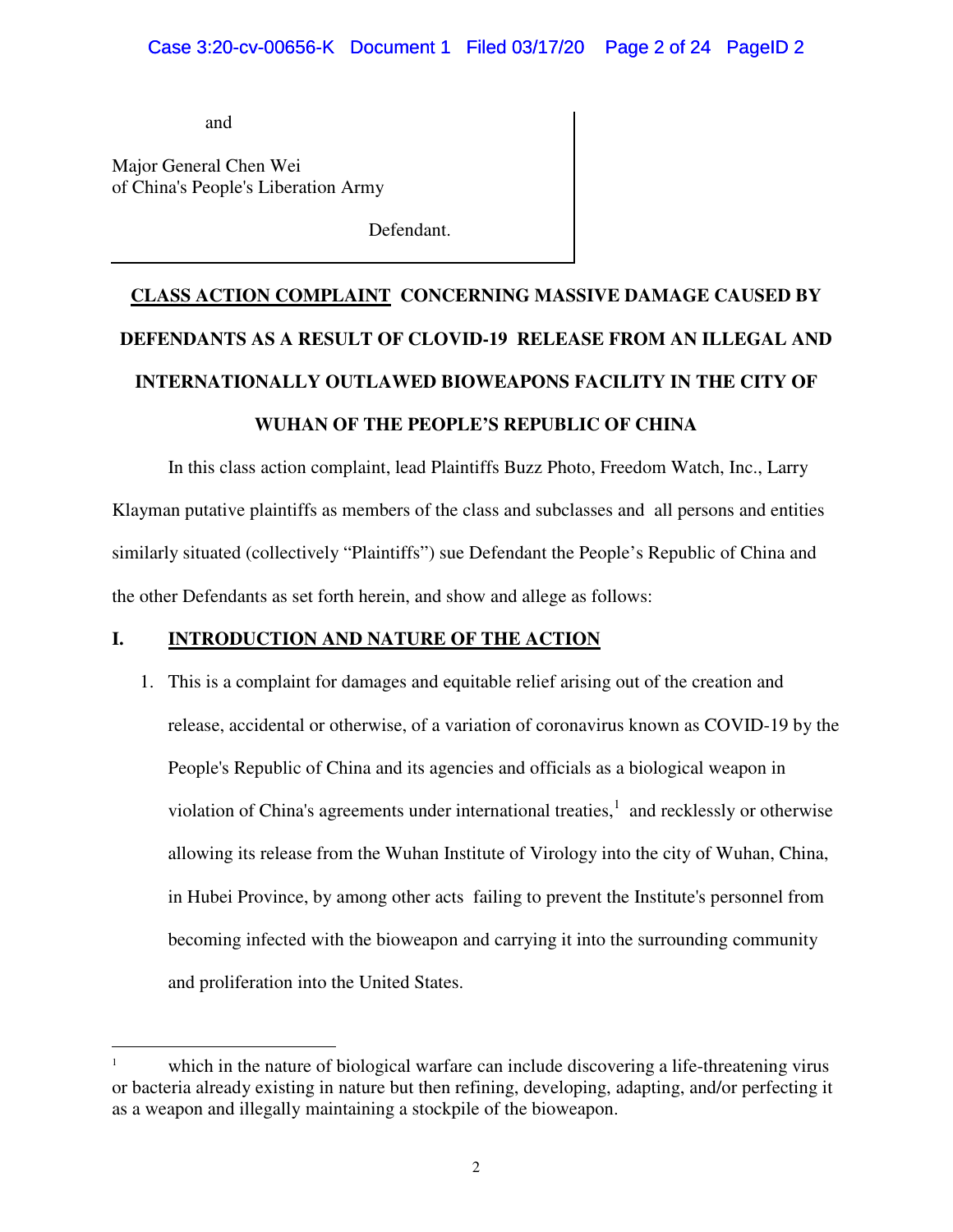and

Major General Chen Wei
of China's People's Liberation Army

Defendant.

**<u>CLASS ACTION COMPLAINT</u> CONCERNING MASSIVE DAMAGE CAUSED BY DEFENDANTS AS A RESULT OF CLOVID-19 RELEASE FROM AN ILLEGAL AND INTERNATIONALLY OUTLAWED BIOWEAPONS FACILITY IN THE CITY OF WUHAN OF THE PEOPLE'S REPUBLIC OF CHINA**

In this class action complaint, lead Plaintiffs Buzz Photo, Freedom Watch, Inc., Larry Klayman putative plaintiffs as members of the class and subclasses and all persons and entities similarly situated (collectively "Plaintiffs") sue Defendant the People's Republic of China and the other Defendants as set forth herein, and show and allege as follows:

## I. <u>INTRODUCTION AND NATURE OF THE ACTION</u>

1. This is a complaint for damages and equitable relief arising out of the creation and release, accidental or otherwise, of a variation of coronavirus known as COVID-19 by the People's Republic of China and its agencies and officials as a biological weapon in violation of China's agreements under international treaties,[1] and recklessly or otherwise allowing its release from the Wuhan Institute of Virology into the city of Wuhan, China, in Hubei Province, by among other acts failing to prevent the Institute's personnel from becoming infected with the bioweapon and carrying it into the surrounding community and proliferation into the United States.

[1] which in the nature of biological warfare can include discovering a life-threatening virus or bacteria already existing in nature but then refining, developing, adapting, and/or perfecting it as a weapon and illegally maintaining a stockpile of the bioweapon.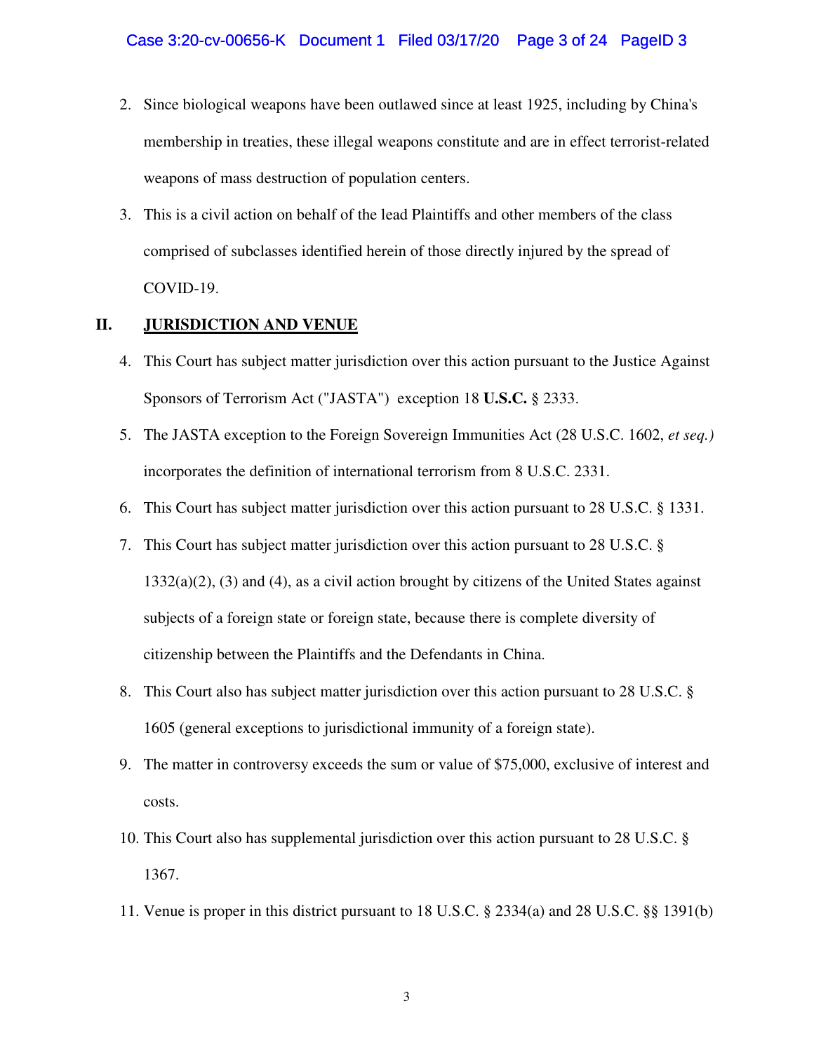2. Since biological weapons have been outlawed since at least 1925, including by China's membership in treaties, these illegal weapons constitute and are in effect terrorist-related weapons of mass destruction of population centers.

3. This is a civil action on behalf of the lead Plaintiffs and other members of the class comprised of subclasses identified herein of those directly injured by the spread of COVID-19.

## II. <u>JURISDICTION AND VENUE</u>

4. This Court has subject matter jurisdiction over this action pursuant to the Justice Against Sponsors of Terrorism Act ("JASTA") exception 18 **U.S.C.** § 2333.

5. The JASTA exception to the Foreign Sovereign Immunities Act (28 U.S.C. 1602, *et seq.)* incorporates the definition of international terrorism from 8 U.S.C. 2331.

6. This Court has subject matter jurisdiction over this action pursuant to 28 U.S.C. § 1331.

7. This Court has subject matter jurisdiction over this action pursuant to 28 U.S.C. § 1332(a)(2), (3) and (4), as a civil action brought by citizens of the United States against subjects of a foreign state or foreign state, because there is complete diversity of citizenship between the Plaintiffs and the Defendants in China.

8. This Court also has subject matter jurisdiction over this action pursuant to 28 U.S.C. § 1605 (general exceptions to jurisdictional immunity of a foreign state).

9. The matter in controversy exceeds the sum or value of $75,000, exclusive of interest and costs.

10. This Court also has supplemental jurisdiction over this action pursuant to 28 U.S.C. § 1367.

11. Venue is proper in this district pursuant to 18 U.S.C. § 2334(a) and 28 U.S.C. §§ 1391(b)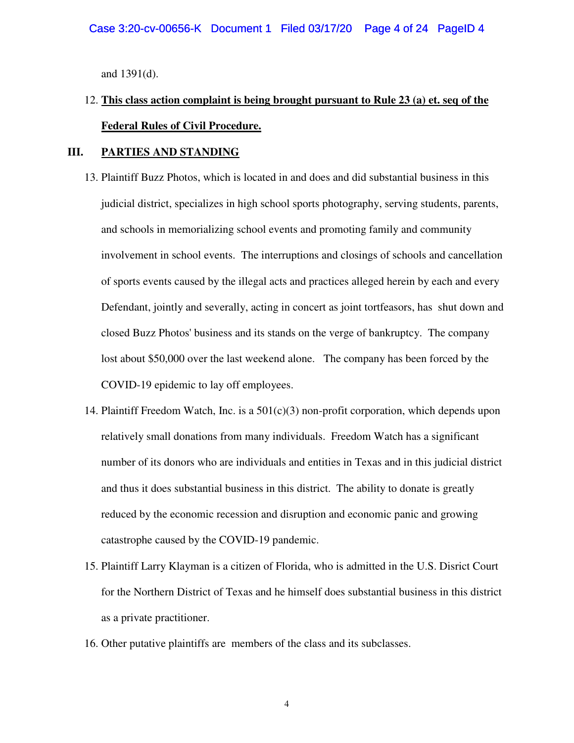and 1391(d).

12. **<u>This class action complaint is being brought pursuant to Rule 23 (a) et. seq of the Federal Rules of Civil Procedure.</u>**

## III. <u>PARTIES AND STANDING</u>

13. Plaintiff Buzz Photos, which is located in and does and did substantial business in this judicial district, specializes in high school sports photography, serving students, parents, and schools in memorializing school events and promoting family and community involvement in school events. The interruptions and closings of schools and cancellation of sports events caused by the illegal acts and practices alleged herein by each and every Defendant, jointly and severally, acting in concert as joint tortfeasors, has shut down and closed Buzz Photos' business and its stands on the verge of bankruptcy. The company lost about $50,000 over the last weekend alone. The company has been forced by the COVID-19 epidemic to lay off employees.

14. Plaintiff Freedom Watch, Inc. is a 501(c)(3) non-profit corporation, which depends upon relatively small donations from many individuals. Freedom Watch has a significant number of its donors who are individuals and entities in Texas and in this judicial district and thus it does substantial business in this district. The ability to donate is greatly reduced by the economic recession and disruption and economic panic and growing catastrophe caused by the COVID-19 pandemic.

15. Plaintiff Larry Klayman is a citizen of Florida, who is admitted in the U.S. Disrict Court for the Northern District of Texas and he himself does substantial business in this district as a private practitioner.

16. Other putative plaintiffs are members of the class and its subclasses.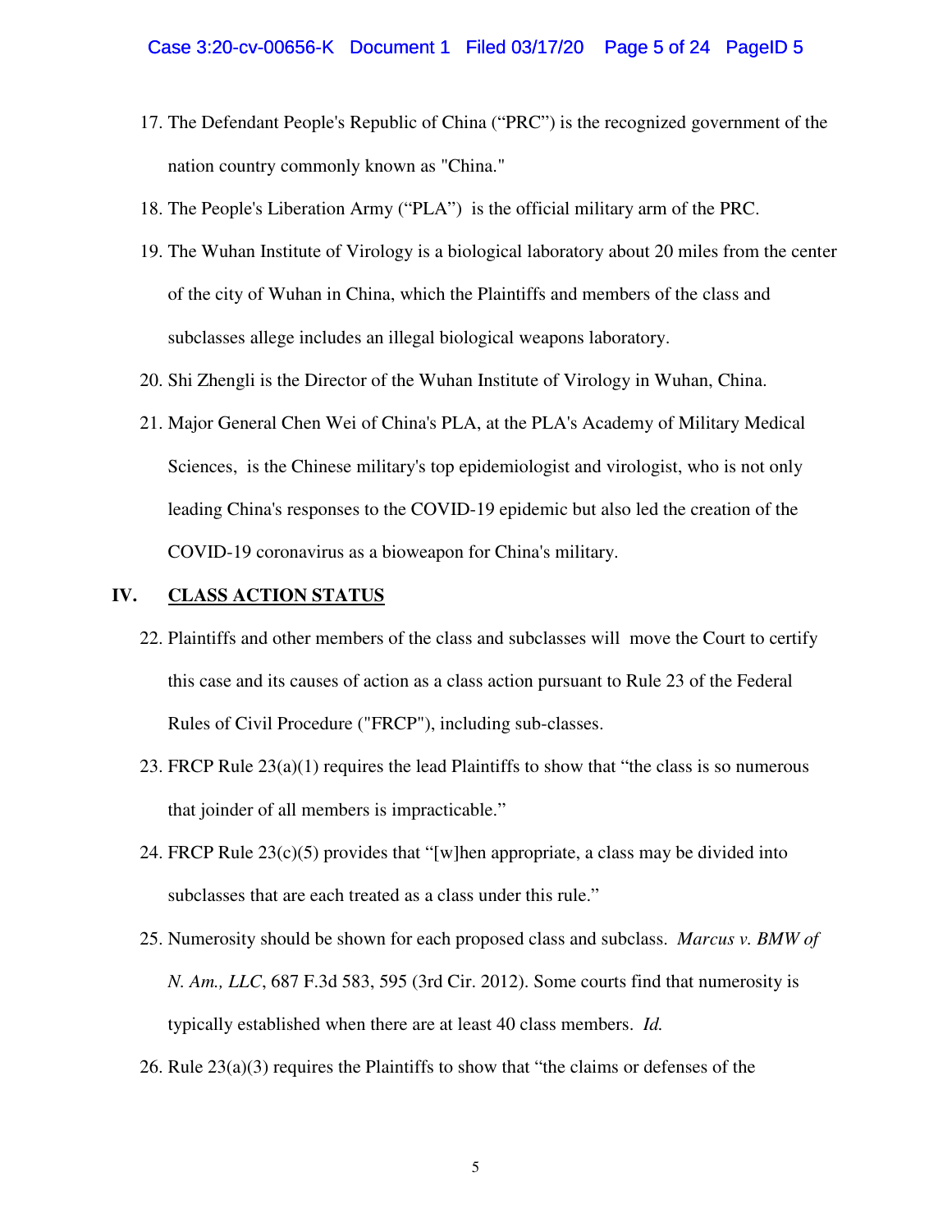17. The Defendant People's Republic of China ("PRC") is the recognized government of the nation country commonly known as "China."
18. The People's Liberation Army ("PLA") is the official military arm of the PRC.
19. The Wuhan Institute of Virology is a biological laboratory about 20 miles from the center of the city of Wuhan in China, which the Plaintiffs and members of the class and subclasses allege includes an illegal biological weapons laboratory.
20. Shi Zhengli is the Director of the Wuhan Institute of Virology in Wuhan, China.
21. Major General Chen Wei of China's PLA, at the PLA's Academy of Military Medical Sciences, is the Chinese military's top epidemiologist and virologist, who is not only leading China's responses to the COVID-19 epidemic but also led the creation of the COVID-19 coronavirus as a bioweapon for China's military.

## IV. **CLASS ACTION STATUS**

22. Plaintiffs and other members of the class and subclasses will move the Court to certify this case and its causes of action as a class action pursuant to Rule 23 of the Federal Rules of Civil Procedure ("FRCP"), including sub-classes.
23. FRCP Rule 23(a)(1) requires the lead Plaintiffs to show that "the class is so numerous that joinder of all members is impracticable."
24. FRCP Rule 23(c)(5) provides that "[w]hen appropriate, a class may be divided into subclasses that are each treated as a class under this rule."
25. Numerosity should be shown for each proposed class and subclass. *Marcus v. BMW of N. Am., LLC*, 687 F.3d 583, 595 (3rd Cir. 2012). Some courts find that numerosity is typically established when there are at least 40 class members. *Id.*
26. Rule 23(a)(3) requires the Plaintiffs to show that "the claims or defenses of the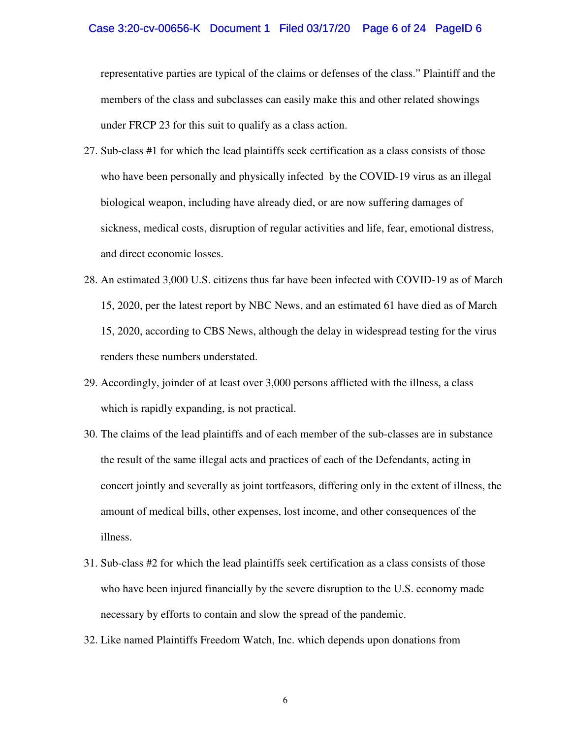representative parties are typical of the claims or defenses of the class." Plaintiff and the members of the class and subclasses can easily make this and other related showings under FRCP 23 for this suit to qualify as a class action.

27. Sub-class #1 for which the lead plaintiffs seek certification as a class consists of those who have been personally and physically infected by the COVID-19 virus as an illegal biological weapon, including have already died, or are now suffering damages of sickness, medical costs, disruption of regular activities and life, fear, emotional distress, and direct economic losses.

28. An estimated 3,000 U.S. citizens thus far have been infected with COVID-19 as of March 15, 2020, per the latest report by NBC News, and an estimated 61 have died as of March 15, 2020, according to CBS News, although the delay in widespread testing for the virus renders these numbers understated.

29. Accordingly, joinder of at least over 3,000 persons afflicted with the illness, a class which is rapidly expanding, is not practical.

30. The claims of the lead plaintiffs and of each member of the sub-classes are in substance the result of the same illegal acts and practices of each of the Defendants, acting in concert jointly and severally as joint tortfeasors, differing only in the extent of illness, the amount of medical bills, other expenses, lost income, and other consequences of the illness.

31. Sub-class #2 for which the lead plaintiffs seek certification as a class consists of those who have been injured financially by the severe disruption to the U.S. economy made necessary by efforts to contain and slow the spread of the pandemic.

32. Like named Plaintiffs Freedom Watch, Inc. which depends upon donations from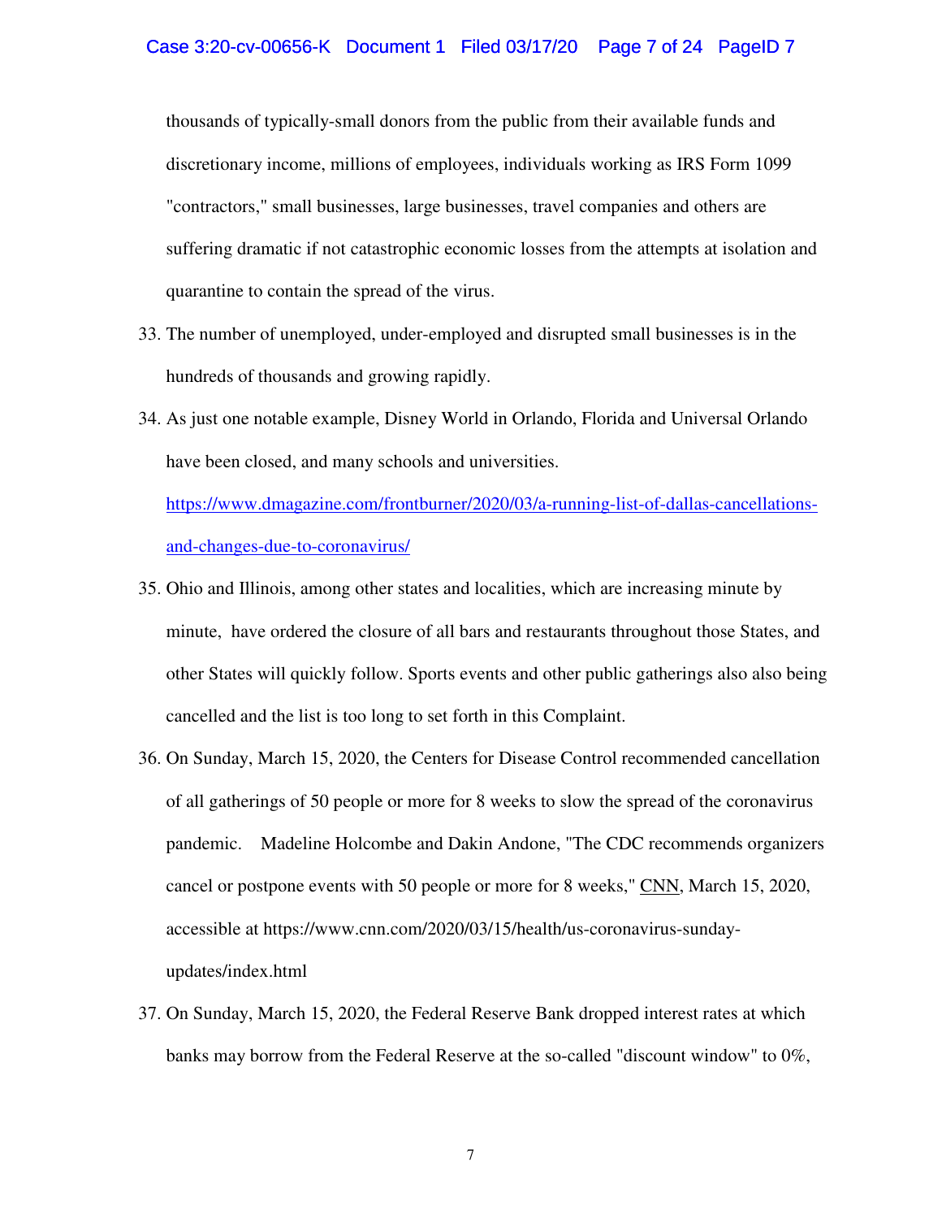thousands of typically-small donors from the public from their available funds and discretionary income, millions of employees, individuals working as IRS Form 1099 "contractors," small businesses, large businesses, travel companies and others are suffering dramatic if not catastrophic economic losses from the attempts at isolation and quarantine to contain the spread of the virus.

33. The number of unemployed, under-employed and disrupted small businesses is in the hundreds of thousands and growing rapidly.

34. As just one notable example, Disney World in Orlando, Florida and Universal Orlando have been closed, and many schools and universities. https://www.dmagazine.com/frontburner/2020/03/a-running-list-of-dallas-cancellations-and-changes-due-to-coronavirus/

35. Ohio and Illinois, among other states and localities, which are increasing minute by minute, have ordered the closure of all bars and restaurants throughout those States, and other States will quickly follow. Sports events and other public gatherings also also being cancelled and the list is too long to set forth in this Complaint.

36. On Sunday, March 15, 2020, the Centers for Disease Control recommended cancellation of all gatherings of 50 people or more for 8 weeks to slow the spread of the coronavirus pandemic. Madeline Holcombe and Dakin Andone, "The CDC recommends organizers cancel or postpone events with 50 people or more for 8 weeks," CNN, March 15, 2020, accessible at https://www.cnn.com/2020/03/15/health/us-coronavirus-sunday-updates/index.html

37. On Sunday, March 15, 2020, the Federal Reserve Bank dropped interest rates at which banks may borrow from the Federal Reserve at the so-called "discount window" to 0%,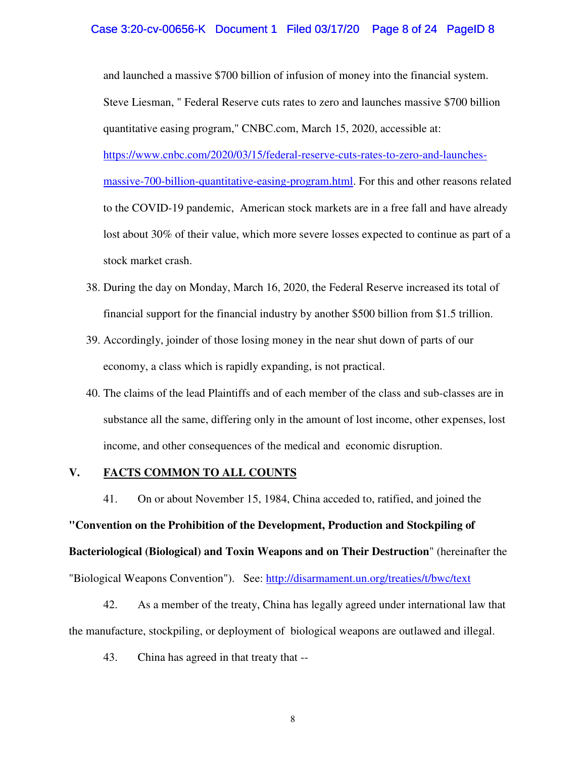and launched a massive $700 billion of infusion of money into the financial system. Steve Liesman, " Federal Reserve cuts rates to zero and launches massive $700 billion quantitative easing program," CNBC.com, March 15, 2020, accessible at: [https://www.cnbc.com/2020/03/15/federal-reserve-cuts-rates-to-zero-and-launches-massive-700-billion-quantitative-easing-program.html](https://www.cnbc.com/2020/03/15/federal-reserve-cuts-rates-to-zero-and-launches-massive-700-billion-quantitative-easing-program.html). For this and other reasons related to the COVID-19 pandemic, American stock markets are in a free fall and have already lost about 30% of their value, which more severe losses expected to continue as part of a stock market crash.

38. During the day on Monday, March 16, 2020, the Federal Reserve increased its total of financial support for the financial industry by another $500 billion from $1.5 trillion.

39. Accordingly, joinder of those losing money in the near shut down of parts of our economy, a class which is rapidly expanding, is not practical.

40. The claims of the lead Plaintiffs and of each member of the class and sub-classes are in substance all the same, differing only in the amount of lost income, other expenses, lost income, and other consequences of the medical and economic disruption.

## V. <u>FACTS COMMON TO ALL COUNTS</u>

41. On or about November 15, 1984, China acceded to, ratified, and joined the **"Convention on the Prohibition of the Development, Production and Stockpiling of Bacteriological (Biological) and Toxin Weapons and on Their Destruction**" (hereinafter the "Biological Weapons Convention"). See: [http://disarmament.un.org/treaties/t/bwc/text](http://disarmament.un.org/treaties/t/bwc/text)

42. As a member of the treaty, China has legally agreed under international law that the manufacture, stockpiling, or deployment of biological weapons are outlawed and illegal.

43. China has agreed in that treaty that --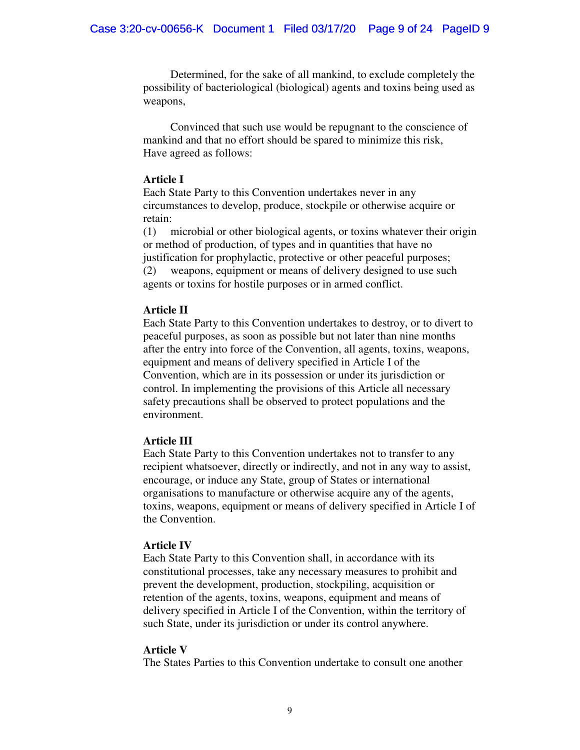Determined, for the sake of all mankind, to exclude completely the possibility of bacteriological (biological) agents and toxins being used as weapons,

Convinced that such use would be repugnant to the conscience of mankind and that no effort should be spared to minimize this risk,
Have agreed as follows:

**Article I**
Each State Party to this Convention undertakes never in any circumstances to develop, produce, stockpile or otherwise acquire or retain:
(1) microbial or other biological agents, or toxins whatever their origin or method of production, of types and in quantities that have no justification for prophylactic, protective or other peaceful purposes;
(2) weapons, equipment or means of delivery designed to use such agents or toxins for hostile purposes or in armed conflict.

**Article II**
Each State Party to this Convention undertakes to destroy, or to divert to peaceful purposes, as soon as possible but not later than nine months after the entry into force of the Convention, all agents, toxins, weapons, equipment and means of delivery specified in Article I of the Convention, which are in its possession or under its jurisdiction or control. In implementing the provisions of this Article all necessary safety precautions shall be observed to protect populations and the environment.

**Article III**
Each State Party to this Convention undertakes not to transfer to any recipient whatsoever, directly or indirectly, and not in any way to assist, encourage, or induce any State, group of States or international organisations to manufacture or otherwise acquire any of the agents, toxins, weapons, equipment or means of delivery specified in Article I of the Convention.

**Article IV**
Each State Party to this Convention shall, in accordance with its constitutional processes, take any necessary measures to prohibit and prevent the development, production, stockpiling, acquisition or retention of the agents, toxins, weapons, equipment and means of delivery specified in Article I of the Convention, within the territory of such State, under its jurisdiction or under its control anywhere.

**Article V**
The States Parties to this Convention undertake to consult one another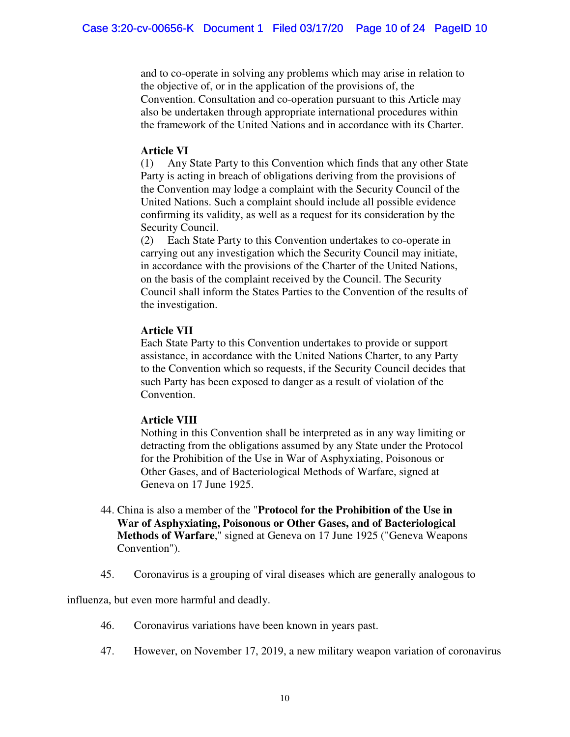and to co-operate in solving any problems which may arise in relation to the objective of, or in the application of the provisions of, the Convention. Consultation and co-operation pursuant to this Article may also be undertaken through appropriate international procedures within the framework of the United Nations and in accordance with its Charter.

**Article VI**

(1) Any State Party to this Convention which finds that any other State Party is acting in breach of obligations deriving from the provisions of the Convention may lodge a complaint with the Security Council of the United Nations. Such a complaint should include all possible evidence confirming its validity, as well as a request for its consideration by the Security Council.

(2) Each State Party to this Convention undertakes to co-operate in carrying out any investigation which the Security Council may initiate, in accordance with the provisions of the Charter of the United Nations, on the basis of the complaint received by the Council. The Security Council shall inform the States Parties to the Convention of the results of the investigation.

**Article VII**

Each State Party to this Convention undertakes to provide or support assistance, in accordance with the United Nations Charter, to any Party to the Convention which so requests, if the Security Council decides that such Party has been exposed to danger as a result of violation of the Convention.

**Article VIII**

Nothing in this Convention shall be interpreted as in any way limiting or detracting from the obligations assumed by any State under the Protocol for the Prohibition of the Use in War of Asphyxiating, Poisonous or Other Gases, and of Bacteriological Methods of Warfare, signed at Geneva on 17 June 1925.

44. China is also a member of the "**Protocol for the Prohibition of the Use in War of Asphyxiating, Poisonous or Other Gases, and of Bacteriological Methods of Warfare**," signed at Geneva on 17 June 1925 ("Geneva Weapons Convention").

45. Coronavirus is a grouping of viral diseases which are generally analogous to influenza, but even more harmful and deadly.

46. Coronavirus variations have been known in years past.

47. However, on November 17, 2019, a new military weapon variation of coronavirus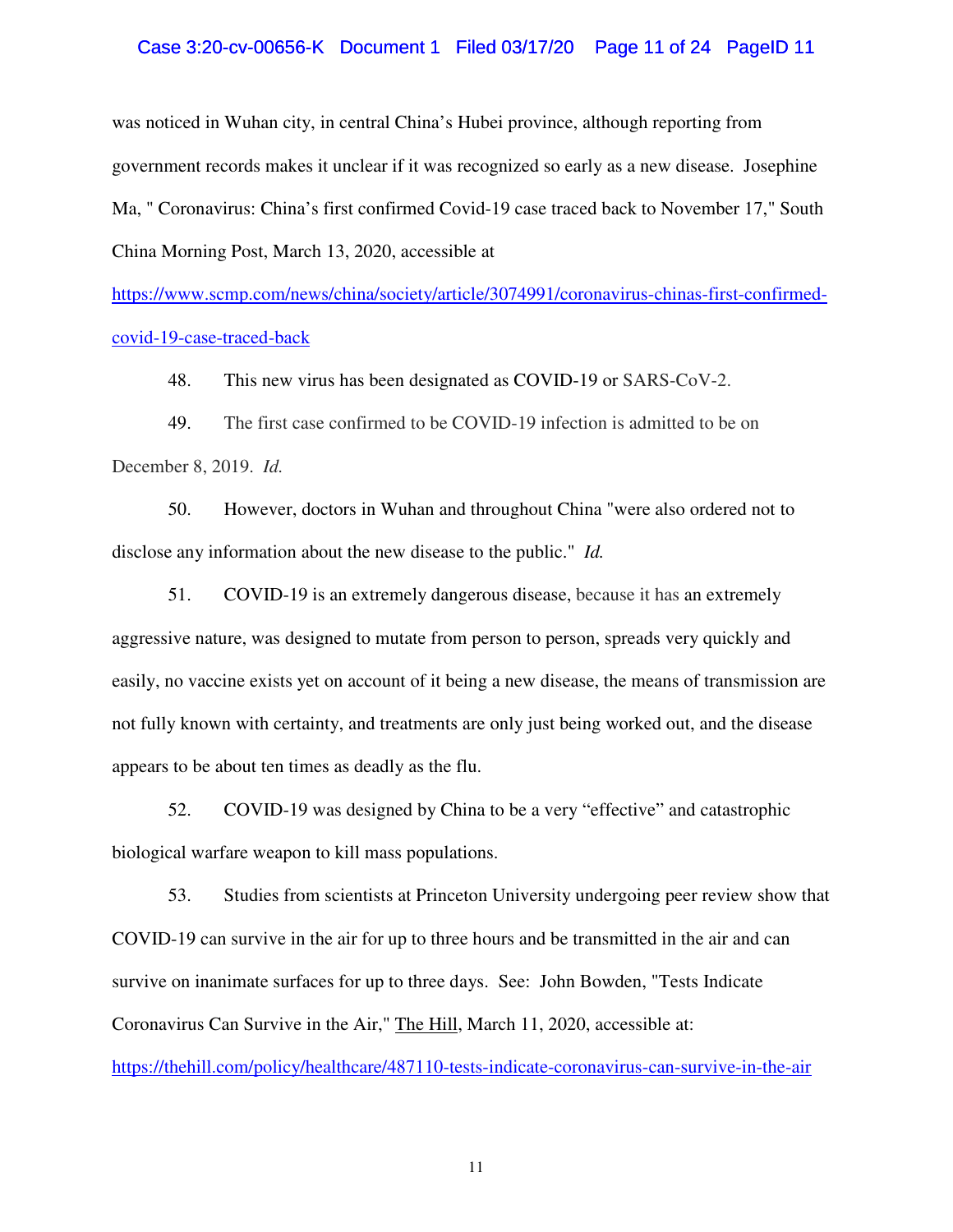was noticed in Wuhan city, in central China's Hubei province, although reporting from government records makes it unclear if it was recognized so early as a new disease. Josephine Ma, " Coronavirus: China's first confirmed Covid-19 case traced back to November 17," South China Morning Post, March 13, 2020, accessible at

https://www.scmp.com/news/china/society/article/3074991/coronavirus-chinas-first-confirmed-covid-19-case-traced-back

48. This new virus has been designated as COVID-19 or SARS-CoV-2.

49. The first case confirmed to be COVID-19 infection is admitted to be on December 8, 2019. *Id.*

50. However, doctors in Wuhan and throughout China "were also ordered not to disclose any information about the new disease to the public." *Id.*

51. COVID-19 is an extremely dangerous disease, because it has an extremely aggressive nature, was designed to mutate from person to person, spreads very quickly and easily, no vaccine exists yet on account of it being a new disease, the means of transmission are not fully known with certainty, and treatments are only just being worked out, and the disease appears to be about ten times as deadly as the flu.

52. COVID-19 was designed by China to be a very "effective" and catastrophic biological warfare weapon to kill mass populations.

53. Studies from scientists at Princeton University undergoing peer review show that COVID-19 can survive in the air for up to three hours and be transmitted in the air and can survive on inanimate surfaces for up to three days. See: John Bowden, "Tests Indicate Coronavirus Can Survive in the Air," The Hill, March 11, 2020, accessible at:

https://thehill.com/policy/healthcare/487110-tests-indicate-coronavirus-can-survive-in-the-air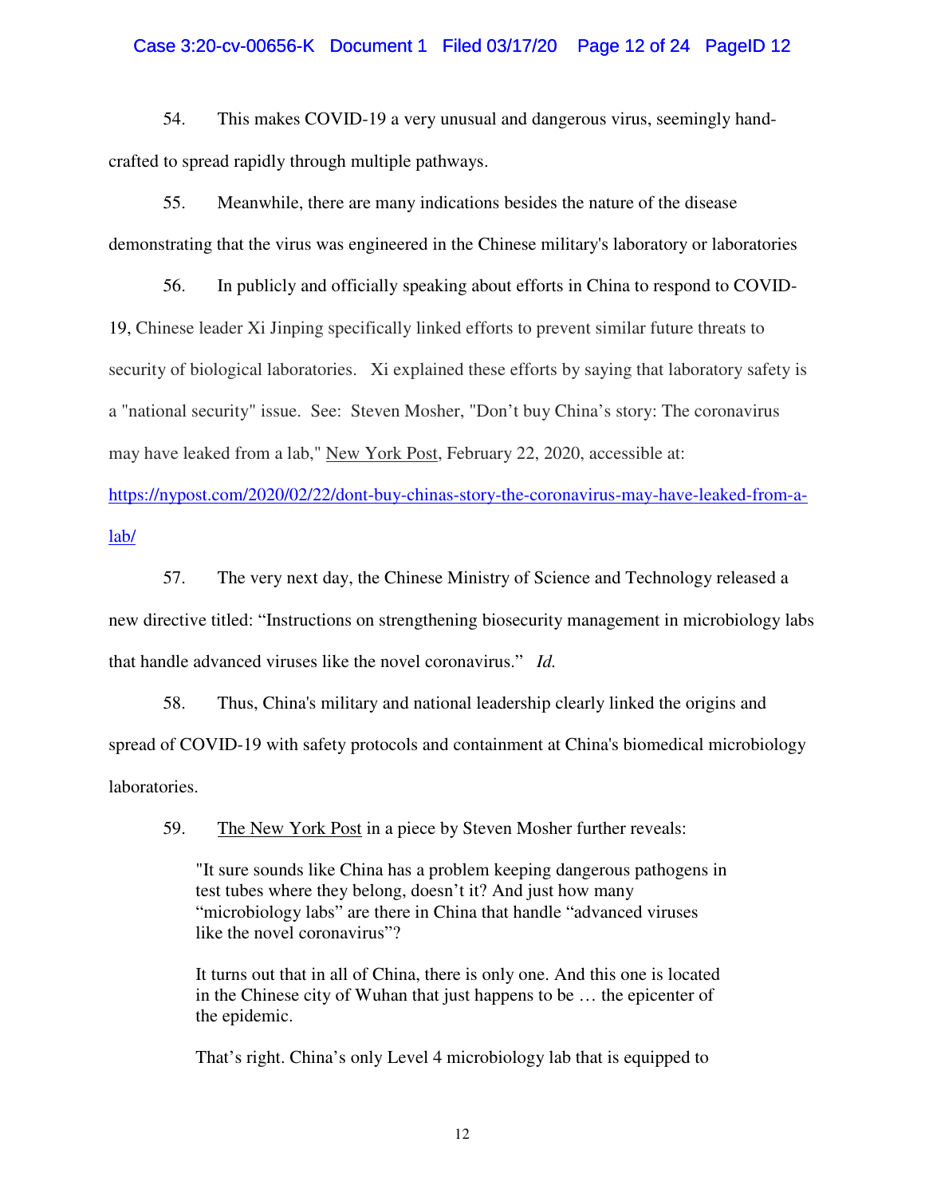54. This makes COVID-19 a very unusual and dangerous virus, seemingly hand-crafted to spread rapidly through multiple pathways.

55. Meanwhile, there are many indications besides the nature of the disease demonstrating that the virus was engineered in the Chinese military's laboratory or laboratories

56. In publicly and officially speaking about efforts in China to respond to COVID-19, Chinese leader Xi Jinping specifically linked efforts to prevent similar future threats to security of biological laboratories. Xi explained these efforts by saying that laboratory safety is a "national security" issue. See: Steven Mosher, "Don't buy China's story: The coronavirus may have leaked from a lab," New York Post, February 22, 2020, accessible at: https://nypost.com/2020/02/22/dont-buy-chinas-story-the-coronavirus-may-have-leaked-from-a-lab/

57. The very next day, the Chinese Ministry of Science and Technology released a new directive titled: "Instructions on strengthening biosecurity management in microbiology labs that handle advanced viruses like the novel coronavirus." *Id.*

58. Thus, China's military and national leadership clearly linked the origins and spread of COVID-19 with safety protocols and containment at China's biomedical microbiology laboratories.

59. The New York Post in a piece by Steven Mosher further reveals:

> "It sure sounds like China has a problem keeping dangerous pathogens in test tubes where they belong, doesn't it? And just how many "microbiology labs" are there in China that handle "advanced viruses like the novel coronavirus"?
>
> It turns out that in all of China, there is only one. And this one is located in the Chinese city of Wuhan that just happens to be … the epicenter of the epidemic.
>
> That's right. China's only Level 4 microbiology lab that is equipped to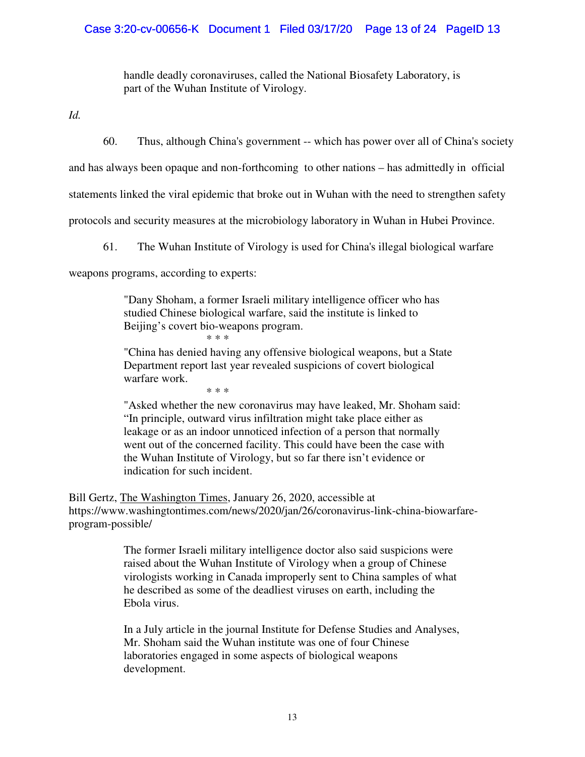> handle deadly coronaviruses, called the National Biosafety Laboratory, is part of the Wuhan Institute of Virology.

*Id.*

60. Thus, although China's government -- which has power over all of China's society and has always been opaque and non-forthcoming to other nations – has admittedly in official statements linked the viral epidemic that broke out in Wuhan with the need to strengthen safety protocols and security measures at the microbiology laboratory in Wuhan in Hubei Province.

61. The Wuhan Institute of Virology is used for China's illegal biological warfare weapons programs, according to experts:

> "Dany Shoham, a former Israeli military intelligence officer who has studied Chinese biological warfare, said the institute is linked to Beijing's covert bio-weapons program.
>
> \* \* \*
>
> "China has denied having any offensive biological weapons, but a State Department report last year revealed suspicions of covert biological warfare work.
>
> \* \* \*
>
> "Asked whether the new coronavirus may have leaked, Mr. Shoham said: "In principle, outward virus infiltration might take place either as leakage or as an indoor unnoticed infection of a person that normally went out of the concerned facility. This could have been the case with the Wuhan Institute of Virology, but so far there isn't evidence or indication for such incident.

Bill Gertz, The Washington Times, January 26, 2020, accessible at https://www.washingtontimes.com/news/2020/jan/26/coronavirus-link-china-biowarfare-program-possible/

> The former Israeli military intelligence doctor also said suspicions were raised about the Wuhan Institute of Virology when a group of Chinese virologists working in Canada improperly sent to China samples of what he described as some of the deadliest viruses on earth, including the Ebola virus.
>
> In a July article in the journal Institute for Defense Studies and Analyses, Mr. Shoham said the Wuhan institute was one of four Chinese laboratories engaged in some aspects of biological weapons development.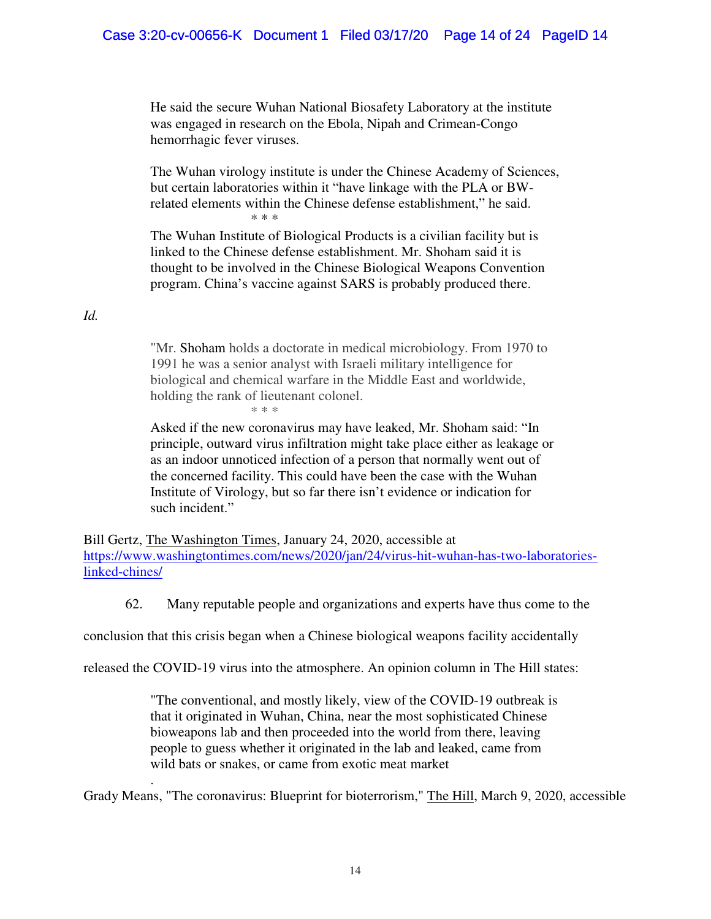> He said the secure Wuhan National Biosafety Laboratory at the institute was engaged in research on the Ebola, Nipah and Crimean-Congo hemorrhagic fever viruses.
>
> The Wuhan virology institute is under the Chinese Academy of Sciences, but certain laboratories within it "have linkage with the PLA or BW-related elements within the Chinese defense establishment," he said.
>
> \* \* \*
>
> The Wuhan Institute of Biological Products is a civilian facility but is linked to the Chinese defense establishment. Mr. Shoham said it is thought to be involved in the Chinese Biological Weapons Convention program. China's vaccine against SARS is probably produced there.

*Id.*

> "Mr. Shoham holds a doctorate in medical microbiology. From 1970 to 1991 he was a senior analyst with Israeli military intelligence for biological and chemical warfare in the Middle East and worldwide, holding the rank of lieutenant colonel.
>
> \* \* \*
>
> Asked if the new coronavirus may have leaked, Mr. Shoham said: "In principle, outward virus infiltration might take place either as leakage or as an indoor unnoticed infection of a person that normally went out of the concerned facility. This could have been the case with the Wuhan Institute of Virology, but so far there isn't evidence or indication for such incident."

Bill Gertz, The Washington Times, January 24, 2020, accessible at https://www.washingtontimes.com/news/2020/jan/24/virus-hit-wuhan-has-two-laboratories-linked-chines/

62. Many reputable people and organizations and experts have thus come to the conclusion that this crisis began when a Chinese biological weapons facility accidentally released the COVID-19 virus into the atmosphere. An opinion column in The Hill states:

> "The conventional, and mostly likely, view of the COVID-19 outbreak is that it originated in Wuhan, China, near the most sophisticated Chinese bioweapons lab and then proceeded into the world from there, leaving people to guess whether it originated in the lab and leaked, came from wild bats or snakes, or came from exotic meat market
>
> .

Grady Means, "The coronavirus: Blueprint for bioterrorism," The Hill, March 9, 2020, accessible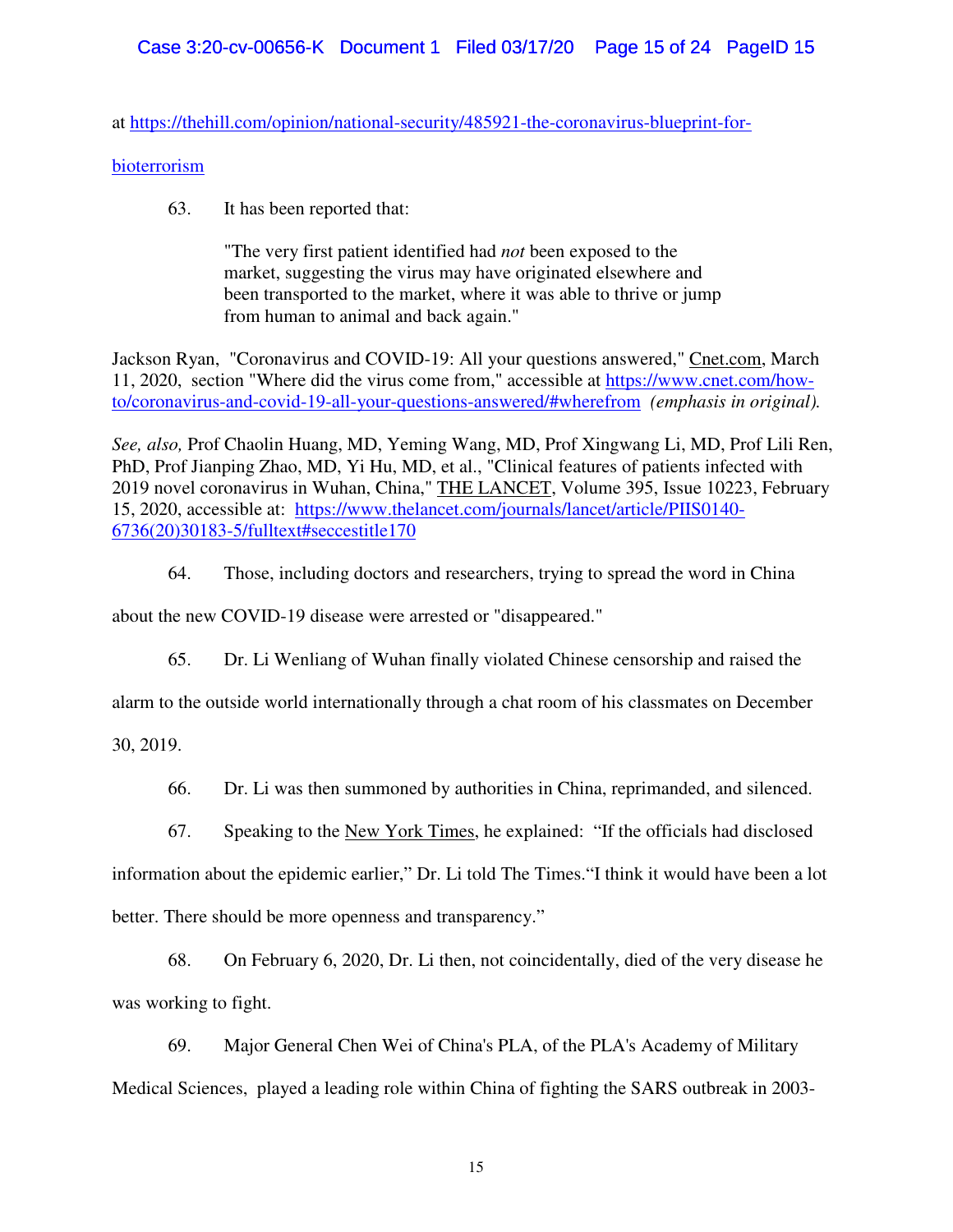at https://thehill.com/opinion/national-security/485921-the-coronavirus-blueprint-for-bioterrorism

63. It has been reported that:

> "The very first patient identified had *not* been exposed to the market, suggesting the virus may have originated elsewhere and been transported to the market, where it was able to thrive or jump from human to animal and back again."

Jackson Ryan, "Coronavirus and COVID-19: All your questions answered," Cnet.com, March 11, 2020, section "Where did the virus come from," accessible at https://www.cnet.com/how-to/coronavirus-and-covid-19-all-your-questions-answered/#wherefrom *(emphasis in original).*

*See, also,* Prof Chaolin Huang, MD, Yeming Wang, MD, Prof Xingwang Li, MD, Prof Lili Ren, PhD, Prof Jianping Zhao, MD, Yi Hu, MD, et al., "Clinical features of patients infected with 2019 novel coronavirus in Wuhan, China," THE LANCET, Volume 395, Issue 10223, February 15, 2020, accessible at: https://www.thelancet.com/journals/lancet/article/PIIS0140-6736(20)30183-5/fulltext#seccestitle170

64. Those, including doctors and researchers, trying to spread the word in China about the new COVID-19 disease were arrested or "disappeared."

65. Dr. Li Wenliang of Wuhan finally violated Chinese censorship and raised the alarm to the outside world internationally through a chat room of his classmates on December 30, 2019.

66. Dr. Li was then summoned by authorities in China, reprimanded, and silenced.

67. Speaking to the New York Times, he explained: "If the officials had disclosed information about the epidemic earlier," Dr. Li told The Times."I think it would have been a lot better. There should be more openness and transparency."

68. On February 6, 2020, Dr. Li then, not coincidentally, died of the very disease he was working to fight.

69. Major General Chen Wei of China's PLA, of the PLA's Academy of Military Medical Sciences, played a leading role within China of fighting the SARS outbreak in 2003-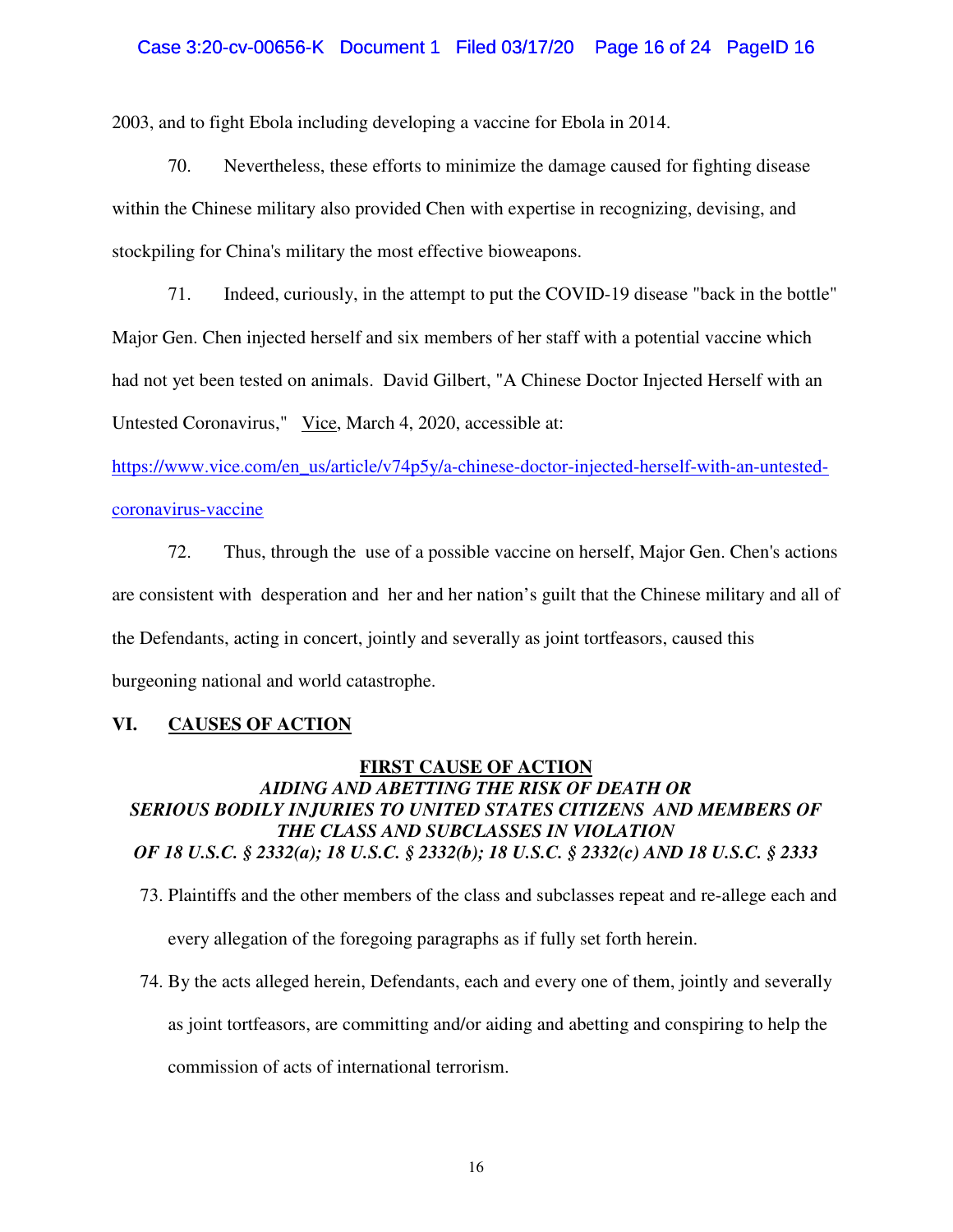2003, and to fight Ebola including developing a vaccine for Ebola in 2014.

70. Nevertheless, these efforts to minimize the damage caused for fighting disease within the Chinese military also provided Chen with expertise in recognizing, devising, and stockpiling for China's military the most effective bioweapons.

71. Indeed, curiously, in the attempt to put the COVID-19 disease "back in the bottle" Major Gen. Chen injected herself and six members of her staff with a potential vaccine which had not yet been tested on animals. David Gilbert, "A Chinese Doctor Injected Herself with an Untested Coronavirus," Vice, March 4, 2020, accessible at: https://www.vice.com/en_us/article/v74p5y/a-chinese-doctor-injected-herself-with-an-untested-coronavirus-vaccine

72. Thus, through the use of a possible vaccine on herself, Major Gen. Chen's actions are consistent with desperation and her and her nation's guilt that the Chinese military and all of the Defendants, acting in concert, jointly and severally as joint tortfeasors, caused this burgeoning national and world catastrophe.

## VI. CAUSES OF ACTION

### FIRST CAUSE OF ACTION

***AIDING AND ABETTING THE RISK OF DEATH OR SERIOUS BODILY INJURIES TO UNITED STATES CITIZENS AND MEMBERS OF THE CLASS AND SUBCLASSES IN VIOLATION OF 18 U.S.C. § 2332(a); 18 U.S.C. § 2332(b); 18 U.S.C. § 2332(c) AND 18 U.S.C. § 2333***

73. Plaintiffs and the other members of the class and subclasses repeat and re-allege each and every allegation of the foregoing paragraphs as if fully set forth herein.

74. By the acts alleged herein, Defendants, each and every one of them, jointly and severally as joint tortfeasors, are committing and/or aiding and abetting and conspiring to help the commission of acts of international terrorism.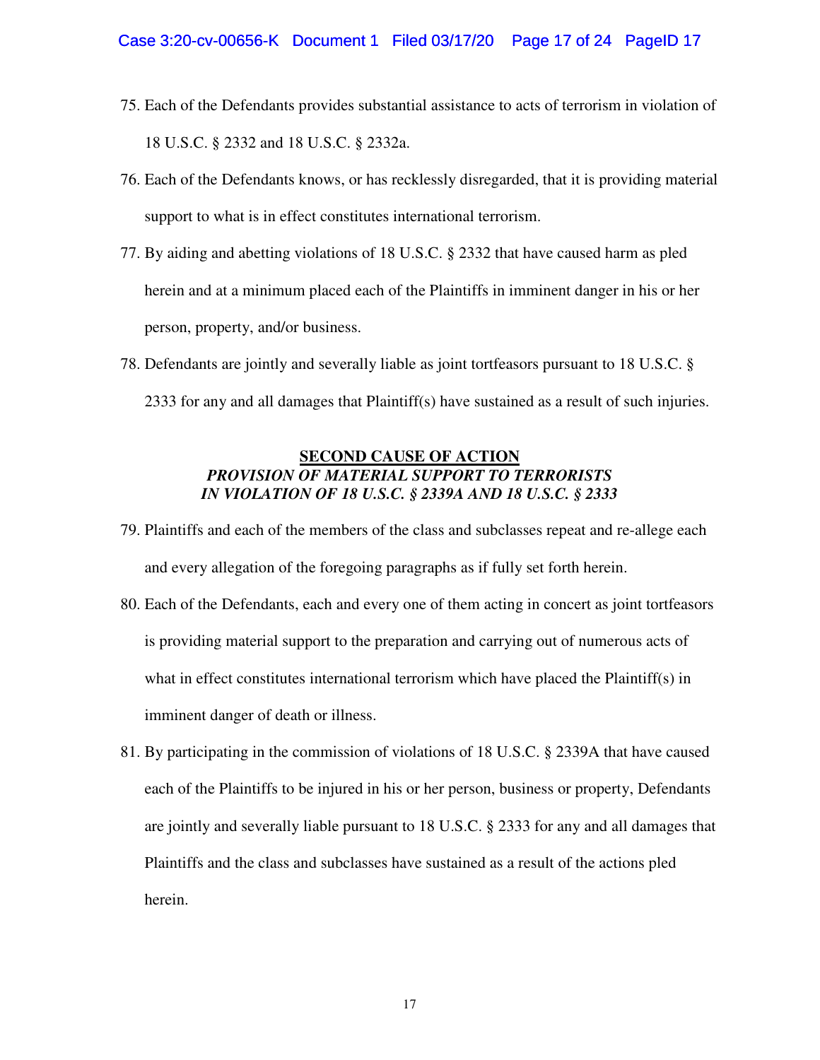75. Each of the Defendants provides substantial assistance to acts of terrorism in violation of 18 U.S.C. § 2332 and 18 U.S.C. § 2332a.

76. Each of the Defendants knows, or has recklessly disregarded, that it is providing material support to what is in effect constitutes international terrorism.

77. By aiding and abetting violations of 18 U.S.C. § 2332 that have caused harm as pled herein and at a minimum placed each of the Plaintiffs in imminent danger in his or her person, property, and/or business.

78. Defendants are jointly and severally liable as joint tortfeasors pursuant to 18 U.S.C. § 2333 for any and all damages that Plaintiff(s) have sustained as a result of such injuries.

## **SECOND CAUSE OF ACTION**
### ***PROVISION OF MATERIAL SUPPORT TO TERRORISTS IN VIOLATION OF 18 U.S.C. § 2339A AND 18 U.S.C. § 2333***

79. Plaintiffs and each of the members of the class and subclasses repeat and re-allege each and every allegation of the foregoing paragraphs as if fully set forth herein.

80. Each of the Defendants, each and every one of them acting in concert as joint tortfeasors is providing material support to the preparation and carrying out of numerous acts of what in effect constitutes international terrorism which have placed the Plaintiff(s) in imminent danger of death or illness.

81. By participating in the commission of violations of 18 U.S.C. § 2339A that have caused each of the Plaintiffs to be injured in his or her person, business or property, Defendants are jointly and severally liable pursuant to 18 U.S.C. § 2333 for any and all damages that Plaintiffs and the class and subclasses have sustained as a result of the actions pled herein.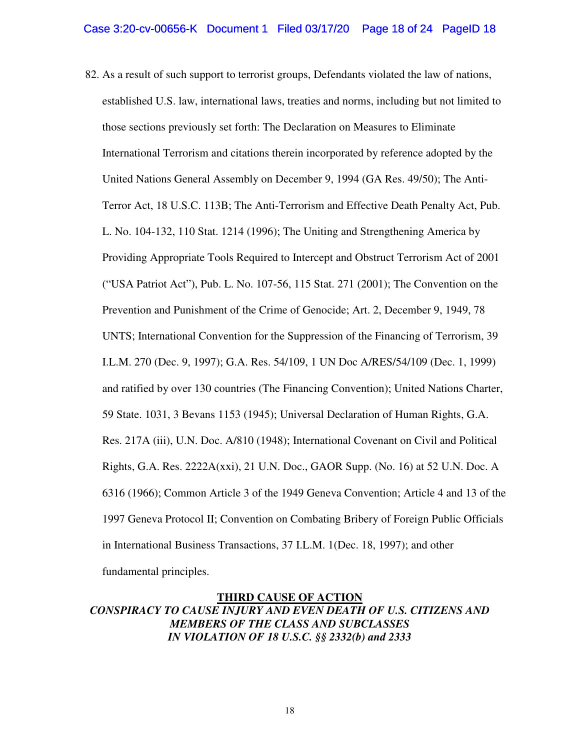82. As a result of such support to terrorist groups, Defendants violated the law of nations, established U.S. law, international laws, treaties and norms, including but not limited to those sections previously set forth: The Declaration on Measures to Eliminate International Terrorism and citations therein incorporated by reference adopted by the United Nations General Assembly on December 9, 1994 (GA Res. 49/50); The Anti-Terror Act, 18 U.S.C. 113B; The Anti-Terrorism and Effective Death Penalty Act, Pub. L. No. 104-132, 110 Stat. 1214 (1996); The Uniting and Strengthening America by Providing Appropriate Tools Required to Intercept and Obstruct Terrorism Act of 2001 ("USA Patriot Act"), Pub. L. No. 107-56, 115 Stat. 271 (2001); The Convention on the Prevention and Punishment of the Crime of Genocide; Art. 2, December 9, 1949, 78 UNTS; International Convention for the Suppression of the Financing of Terrorism, 39 I.L.M. 270 (Dec. 9, 1997); G.A. Res. 54/109, 1 UN Doc A/RES/54/109 (Dec. 1, 1999) and ratified by over 130 countries (The Financing Convention); United Nations Charter, 59 State. 1031, 3 Bevans 1153 (1945); Universal Declaration of Human Rights, G.A. Res. 217A (iii), U.N. Doc. A/810 (1948); International Covenant on Civil and Political Rights, G.A. Res. 2222A(xxi), 21 U.N. Doc., GAOR Supp. (No. 16) at 52 U.N. Doc. A 6316 (1966); Common Article 3 of the 1949 Geneva Convention; Article 4 and 13 of the 1997 Geneva Protocol II; Convention on Combating Bribery of Foreign Public Officials in International Business Transactions, 37 I.L.M. 1(Dec. 18, 1997); and other fundamental principles.

## THIRD CAUSE OF ACTION

***CONSPIRACY TO CAUSE INJURY AND EVEN DEATH OF U.S. CITIZENS AND MEMBERS OF THE CLASS AND SUBCLASSES IN VIOLATION OF 18 U.S.C. §§ 2332(b) and 2333***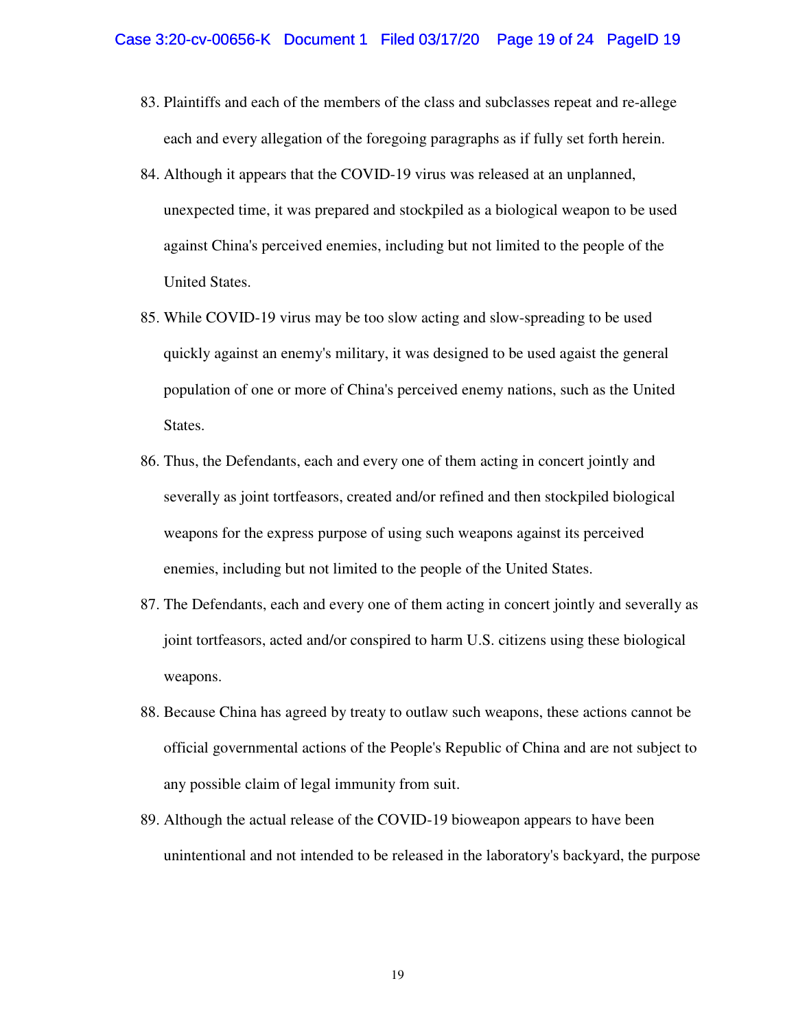83. Plaintiffs and each of the members of the class and subclasses repeat and re-allege each and every allegation of the foregoing paragraphs as if fully set forth herein.

84. Although it appears that the COVID-19 virus was released at an unplanned, unexpected time, it was prepared and stockpiled as a biological weapon to be used against China's perceived enemies, including but not limited to the people of the United States.

85. While COVID-19 virus may be too slow acting and slow-spreading to be used quickly against an enemy's military, it was designed to be used agaist the general population of one or more of China's perceived enemy nations, such as the United States.

86. Thus, the Defendants, each and every one of them acting in concert jointly and severally as joint tortfeasors, created and/or refined and then stockpiled biological weapons for the express purpose of using such weapons against its perceived enemies, including but not limited to the people of the United States.

87. The Defendants, each and every one of them acting in concert jointly and severally as joint tortfeasors, acted and/or conspired to harm U.S. citizens using these biological weapons.

88. Because China has agreed by treaty to outlaw such weapons, these actions cannot be official governmental actions of the People's Republic of China and are not subject to any possible claim of legal immunity from suit.

89. Although the actual release of the COVID-19 bioweapon appears to have been unintentional and not intended to be released in the laboratory's backyard, the purpose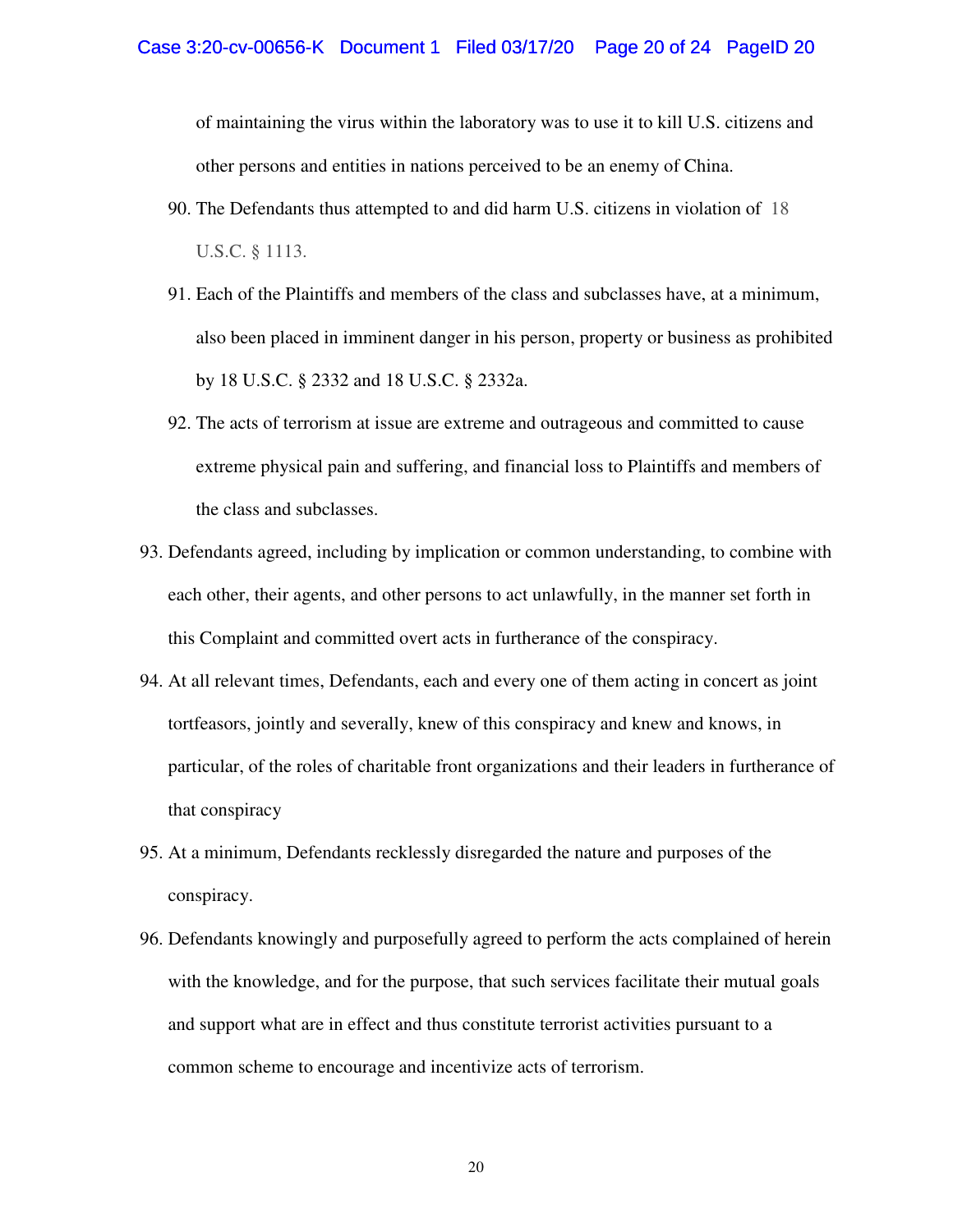of maintaining the virus within the laboratory was to use it to kill U.S. citizens and other persons and entities in nations perceived to be an enemy of China.

90. The Defendants thus attempted to and did harm U.S. citizens in violation of 18 U.S.C. § 1113.

91. Each of the Plaintiffs and members of the class and subclasses have, at a minimum, also been placed in imminent danger in his person, property or business as prohibited by 18 U.S.C. § 2332 and 18 U.S.C. § 2332a.

92. The acts of terrorism at issue are extreme and outrageous and committed to cause extreme physical pain and suffering, and financial loss to Plaintiffs and members of the class and subclasses.

93. Defendants agreed, including by implication or common understanding, to combine with each other, their agents, and other persons to act unlawfully, in the manner set forth in this Complaint and committed overt acts in furtherance of the conspiracy.

94. At all relevant times, Defendants, each and every one of them acting in concert as joint tortfeasors, jointly and severally, knew of this conspiracy and knew and knows, in particular, of the roles of charitable front organizations and their leaders in furtherance of that conspiracy

95. At a minimum, Defendants recklessly disregarded the nature and purposes of the conspiracy.

96. Defendants knowingly and purposefully agreed to perform the acts complained of herein with the knowledge, and for the purpose, that such services facilitate their mutual goals and support what are in effect and thus constitute terrorist activities pursuant to a common scheme to encourage and incentivize acts of terrorism.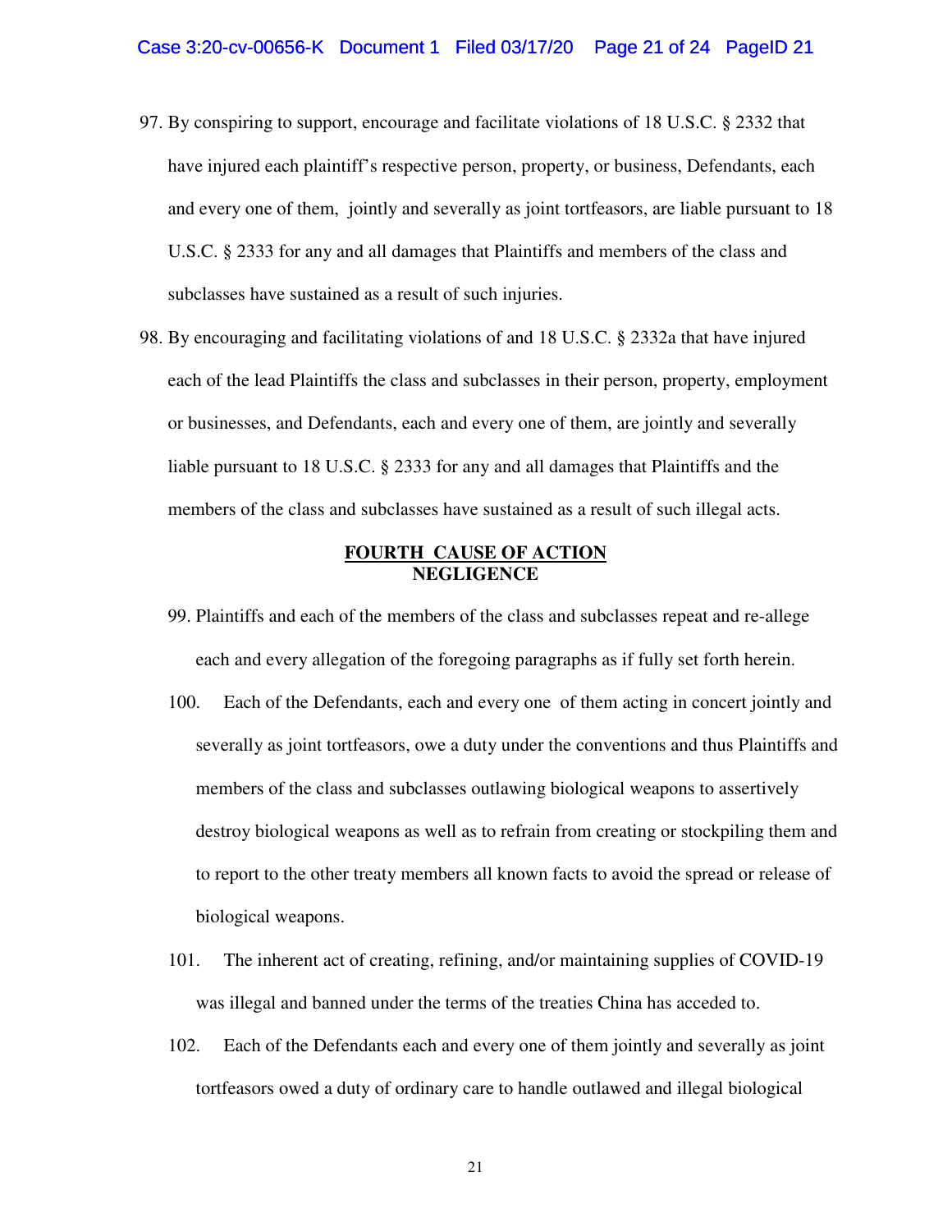97. By conspiring to support, encourage and facilitate violations of 18 U.S.C. § 2332 that have injured each plaintiff's respective person, property, or business, Defendants, each and every one of them, jointly and severally as joint tortfeasors, are liable pursuant to 18 U.S.C. § 2333 for any and all damages that Plaintiffs and members of the class and subclasses have sustained as a result of such injuries.

98. By encouraging and facilitating violations of and 18 U.S.C. § 2332a that have injured each of the lead Plaintiffs the class and subclasses in their person, property, employment or businesses, and Defendants, each and every one of them, are jointly and severally liable pursuant to 18 U.S.C. § 2333 for any and all damages that Plaintiffs and the members of the class and subclasses have sustained as a result of such illegal acts.

## FOURTH CAUSE OF ACTION
## NEGLIGENCE

99. Plaintiffs and each of the members of the class and subclasses repeat and re-allege each and every allegation of the foregoing paragraphs as if fully set forth herein.

100. Each of the Defendants, each and every one of them acting in concert jointly and severally as joint tortfeasors, owe a duty under the conventions and thus Plaintiffs and members of the class and subclasses outlawing biological weapons to assertively destroy biological weapons as well as to refrain from creating or stockpiling them and to report to the other treaty members all known facts to avoid the spread or release of biological weapons.

101. The inherent act of creating, refining, and/or maintaining supplies of COVID-19 was illegal and banned under the terms of the treaties China has acceded to.

102. Each of the Defendants each and every one of them jointly and severally as joint tortfeasors owed a duty of ordinary care to handle outlawed and illegal biological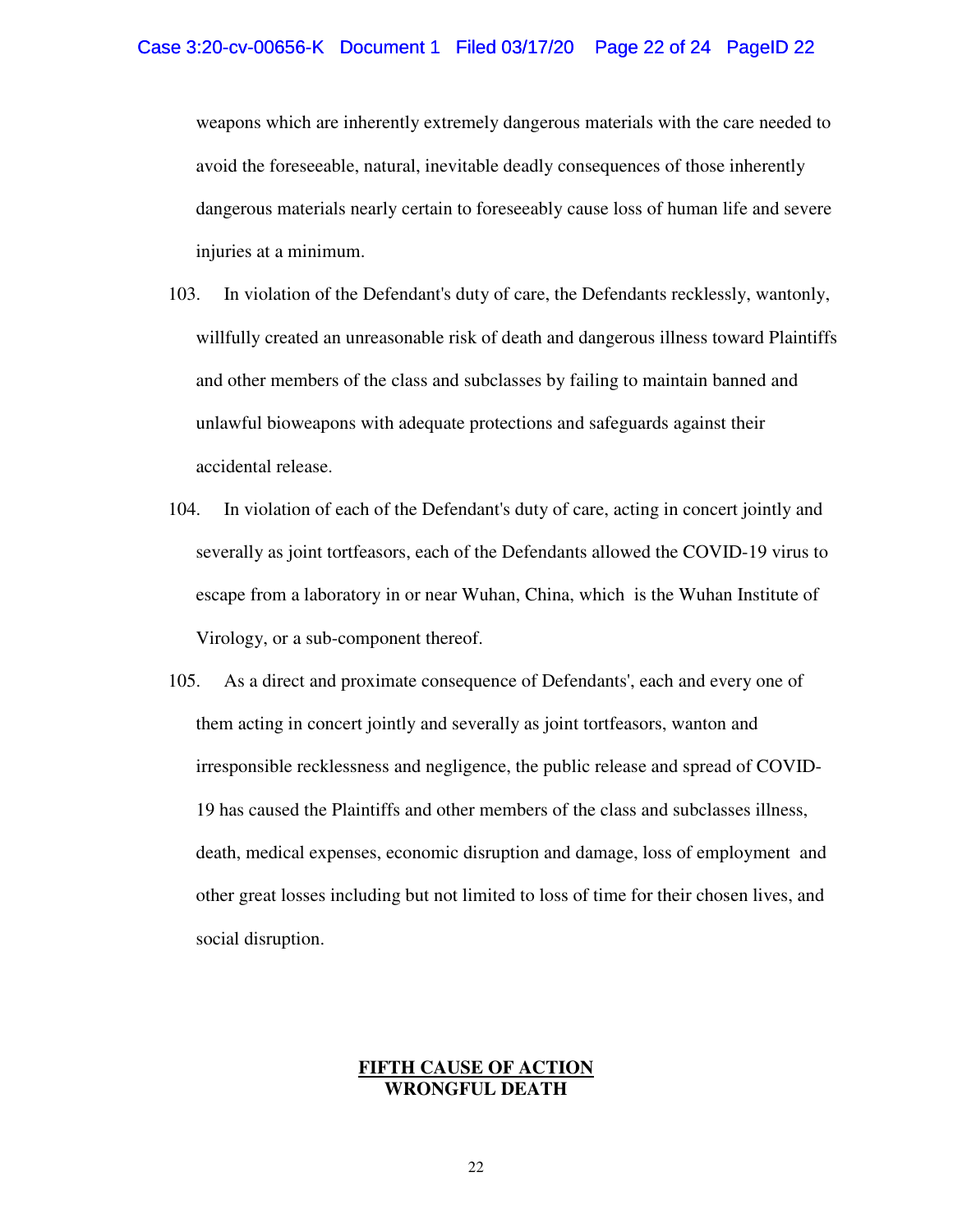weapons which are inherently extremely dangerous materials with the care needed to avoid the foreseeable, natural, inevitable deadly consequences of those inherently dangerous materials nearly certain to foreseeably cause loss of human life and severe injuries at a minimum.

103. In violation of the Defendant's duty of care, the Defendants recklessly, wantonly, willfully created an unreasonable risk of death and dangerous illness toward Plaintiffs and other members of the class and subclasses by failing to maintain banned and unlawful bioweapons with adequate protections and safeguards against their accidental release.

104. In violation of each of the Defendant's duty of care, acting in concert jointly and severally as joint tortfeasors, each of the Defendants allowed the COVID-19 virus to escape from a laboratory in or near Wuhan, China, which is the Wuhan Institute of Virology, or a sub-component thereof.

105. As a direct and proximate consequence of Defendants', each and every one of them acting in concert jointly and severally as joint tortfeasors, wanton and irresponsible recklessness and negligence, the public release and spread of COVID-19 has caused the Plaintiffs and other members of the class and subclasses illness, death, medical expenses, economic disruption and damage, loss of employment and other great losses including but not limited to loss of time for their chosen lives, and social disruption.

## FIFTH CAUSE OF ACTION
## WRONGFUL DEATH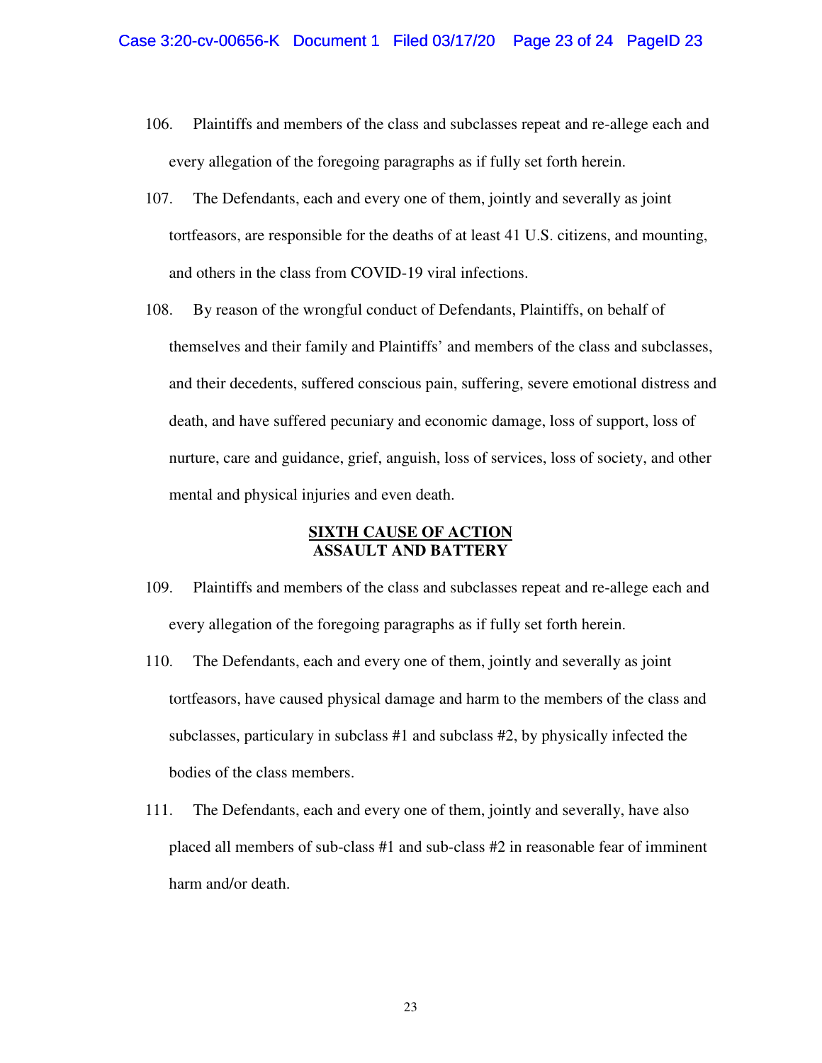106. Plaintiffs and members of the class and subclasses repeat and re-allege each and every allegation of the foregoing paragraphs as if fully set forth herein.

107. The Defendants, each and every one of them, jointly and severally as joint tortfeasors, are responsible for the deaths of at least 41 U.S. citizens, and mounting, and others in the class from COVID-19 viral infections.

108. By reason of the wrongful conduct of Defendants, Plaintiffs, on behalf of themselves and their family and Plaintiffs' and members of the class and subclasses, and their decedents, suffered conscious pain, suffering, severe emotional distress and death, and have suffered pecuniary and economic damage, loss of support, loss of nurture, care and guidance, grief, anguish, loss of services, loss of society, and other mental and physical injuries and even death.

## <u>SIXTH CAUSE OF ACTION</u>
## ASSAULT AND BATTERY

109. Plaintiffs and members of the class and subclasses repeat and re-allege each and every allegation of the foregoing paragraphs as if fully set forth herein.

110. The Defendants, each and every one of them, jointly and severally as joint tortfeasors, have caused physical damage and harm to the members of the class and subclasses, particulary in subclass #1 and subclass #2, by physically infected the bodies of the class members.

111. The Defendants, each and every one of them, jointly and severally, have also placed all members of sub-class #1 and sub-class #2 in reasonable fear of imminent harm and/or death.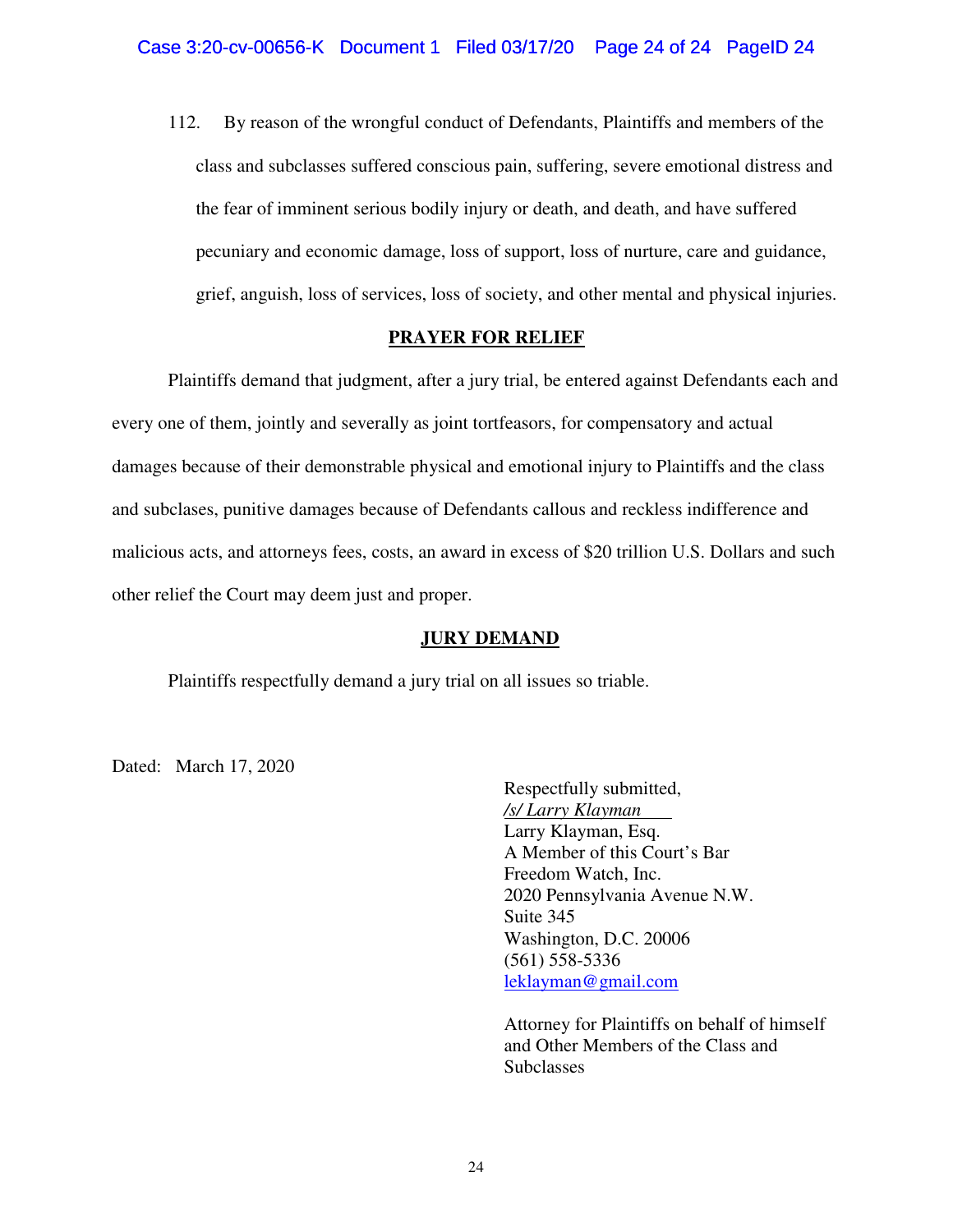112. By reason of the wrongful conduct of Defendants, Plaintiffs and members of the class and subclasses suffered conscious pain, suffering, severe emotional distress and the fear of imminent serious bodily injury or death, and death, and have suffered pecuniary and economic damage, loss of support, loss of nurture, care and guidance, grief, anguish, loss of services, loss of society, and other mental and physical injuries.

## PRAYER FOR RELIEF

Plaintiffs demand that judgment, after a jury trial, be entered against Defendants each and every one of them, jointly and severally as joint tortfeasors, for compensatory and actual damages because of their demonstrable physical and emotional injury to Plaintiffs and the class and subclases, punitive damages because of Defendants callous and reckless indifference and malicious acts, and attorneys fees, costs, an award in excess of $20 trillion U.S. Dollars and such other relief the Court may deem just and proper.

## JURY DEMAND

Plaintiffs respectfully demand a jury trial on all issues so triable.

Dated: March 17, 2020

Respectfully submitted,
*/s/ Larry Klayman*
Larry Klayman, Esq.
A Member of this Court's Bar
Freedom Watch, Inc.
2020 Pennsylvania Avenue N.W.
Suite 345
Washington, D.C. 20006
(561) 558-5336
leklayman@gmail.com

Attorney for Plaintiffs on behalf of himself and Other Members of the Class and Subclasses